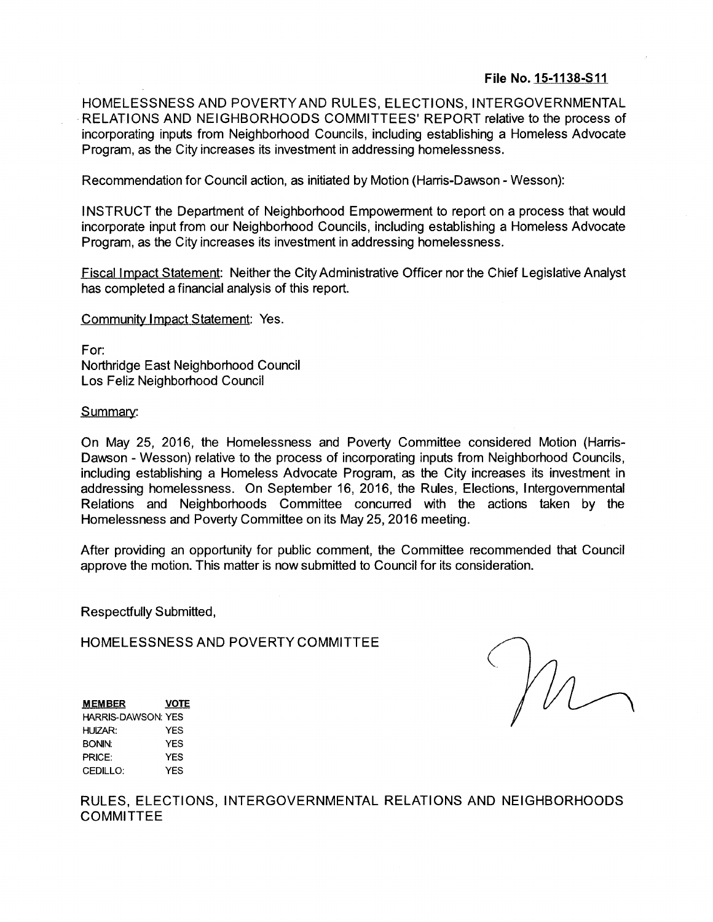**File No. 15-1138-S11**

HOMELESSNESS AND POVERTYAND RULES, ELECTIONS, INTERGOVERNMENTAL RELATIONS AND NEIGHBORHOODS COMMITTEES' REPORT relative to the process of incorporating inputs from Neighborhood Councils, including establishing a Homeless Advocate Program, as the City increases its investment in addressing homelessness.

Recommendation for Council action, as initiated by Motion (Harris-Dawson - Wesson):

INSTRUCT the Department of Neighborhood Empowerment to report on a process that would incorporate input from our Neighborhood Councils, including establishing a Homeless Advocate Program, as the City increases its investment in addressing homelessness.

Fiscal Impact Statement: Neither the City Administrative Officer nor the Chief Legislative Analyst has completed a financial analysis of this report.

Community Impact Statement: Yes.

For:
Northridge East Neighborhood Council
Los Feliz Neighborhood Council

Summary:

On May 25, 2016, the Homelessness and Poverty Committee considered Motion (Harris-Dawson - Wesson) relative to the process of incorporating inputs from Neighborhood Councils, including establishing a Homeless Advocate Program, as the City increases its investment in addressing homelessness. On September 16, 2016, the Rules, Elections, Intergovernmental Relations and Neighborhoods Committee concurred with the actions taken by the Homelessness and Poverty Committee on its May 25, 2016 meeting.

After providing an opportunity for public comment, the Committee recommended that Council approve the motion. This matter is now submitted to Council for its consideration.

Respectfully Submitted,

HOMELESSNESS AND POVERTY COMMITTEE

| MEMBER | VOTE |
|---|---|
| HARRIS-DAWSON: | YES |
| HUIZAR: | YES |
| BONIN: | YES |
| PRICE: | YES |
| CEDILLO: | YES |

RULES, ELECTIONS, INTERGOVERNMENTAL RELATIONS AND NEIGHBORHOODS COMMITTEE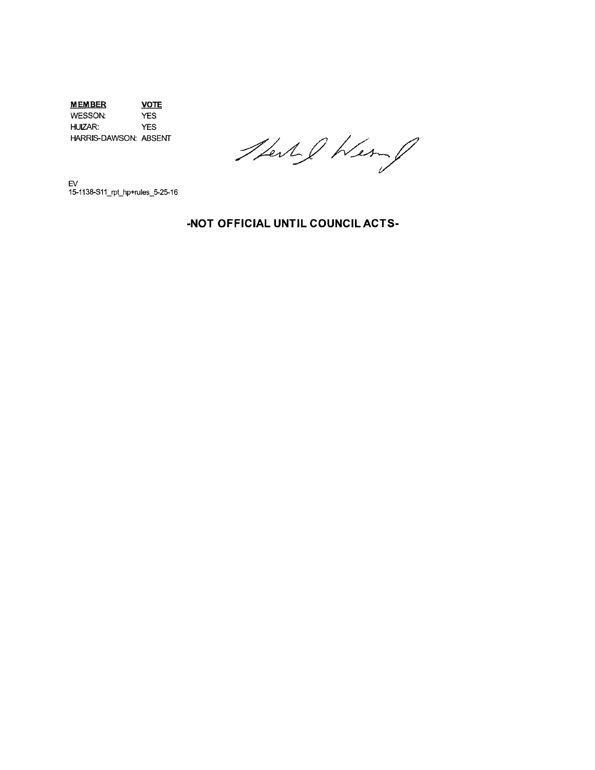| MEMBER | VOTE |
| --- | --- |
| WESSON: | YES |
| HUIZAR: | YES |
| HARRIS-DAWSON: | ABSENT |

EV
15-1138-S11_rpt_hp+rules_5-25-16

**-NOT OFFICIAL UNTIL COUNCIL ACTS-**